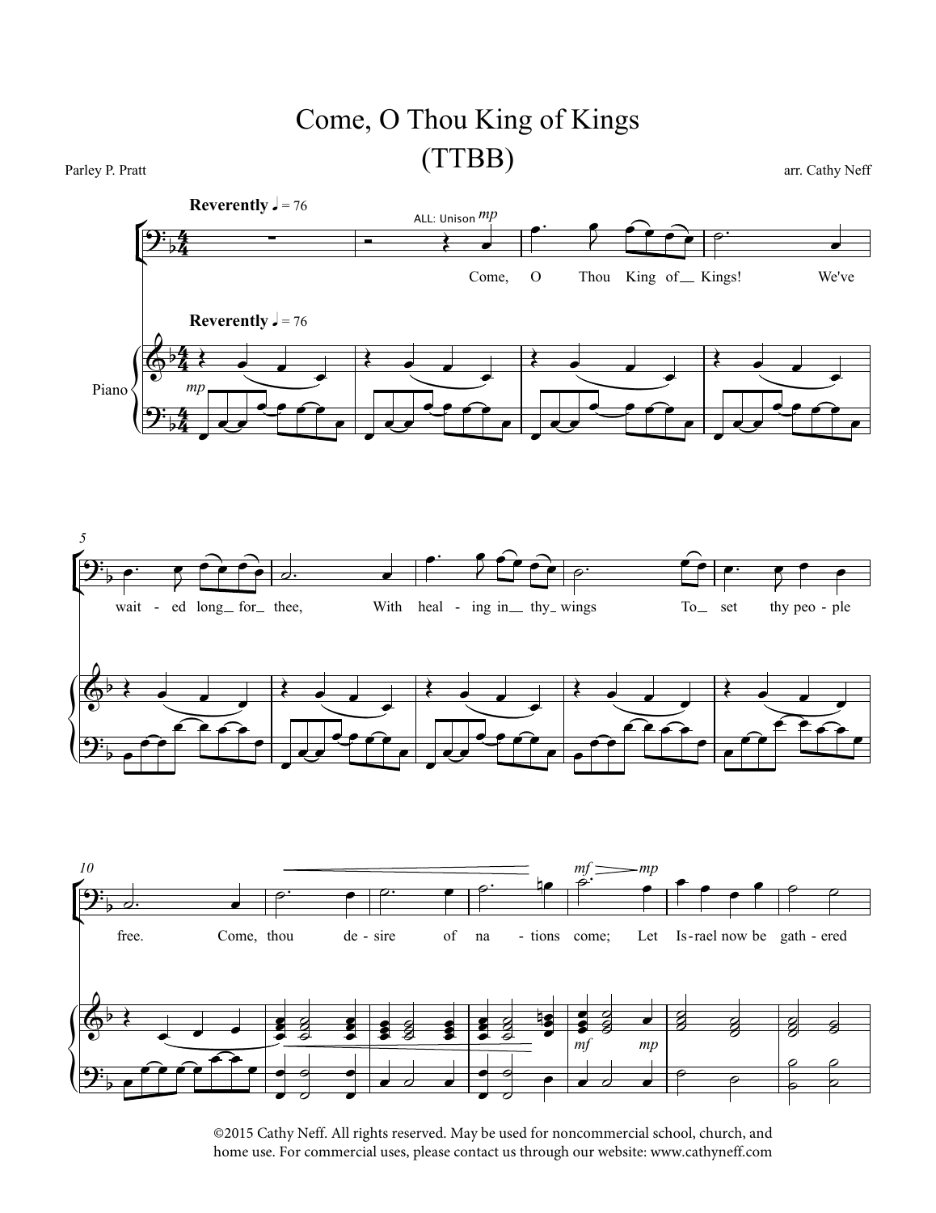# Come, O Thou King of Kings
## (TTBB)

Parley P. Pratt

arr. Cathy Neff

©2015 Cathy Neff. All rights reserved. May be used for noncommercial school, church, and home use. For commercial uses, please contact us through our website: www.cathyneff.com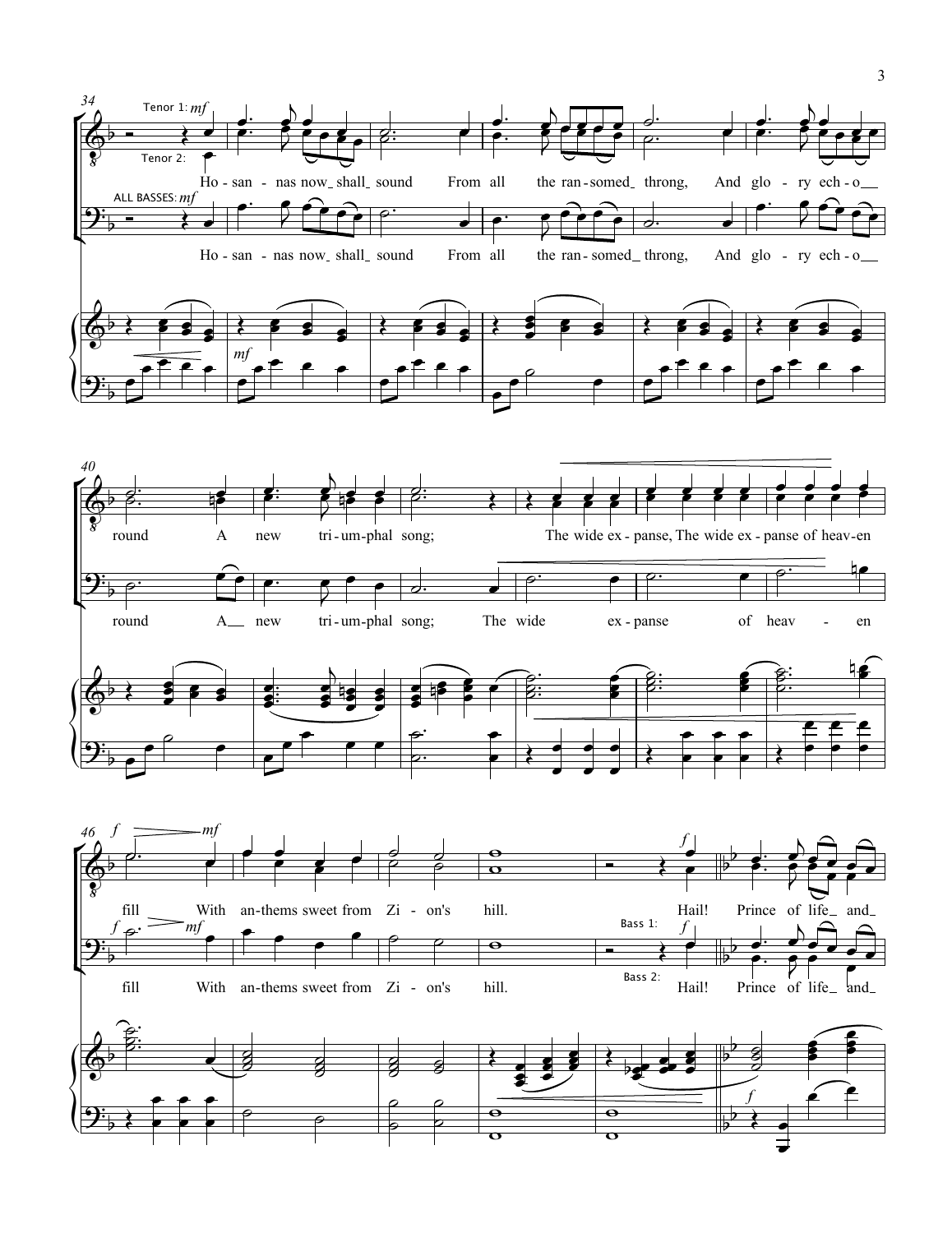Tenor 1: *mf*

Tenor 2:

Ho - san - nas now shall sound From all the ran - somed throng, And glo - ry ech - o

ALL BASSES: *mf*

Ho - san - nas now shall sound From all the ran - somed throng, And glo - ry ech - o

*mf*

round A new tri - um - phal song; The wide ex - panse, The wide ex - panse of heav - en

round A new tri - um - phal song; The wide ex - panse of heav - en

*f* *mf* *f*

fill With an - thems sweet from Zi - on's hill. Hail! Prince of life and

Bass 1: *f*

Bass 2:

fill With an - thems sweet from Zi - on's hill. Hail! Prince of life and

*f*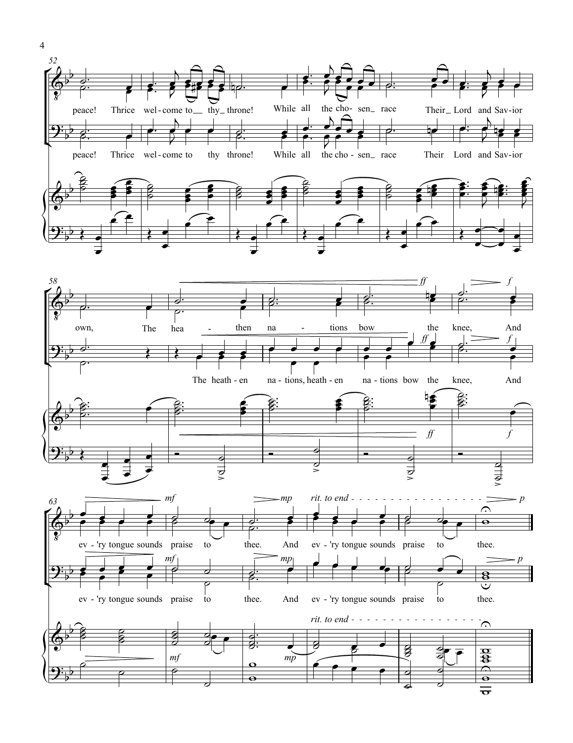peace! Thrice wel-come to thy throne! While all the cho-sen race Their Lord and Sav-ior own, The hea-then na-tions bow the knee, And ev-'ry tongue sounds praise to thee. And ev-'ry tongue sounds praise to thee.

peace! Thrice wel-come to thy throne! While all the cho-sen race Their Lord and Sav-ior own, The heath-en na-tions, heath-en na-tions bow the knee, And ev-'ry tongue sounds praise to thee. And ev-'ry tongue sounds praise to thee.

*ff* *f* *mf* *mp* *p*

*rit. to end*